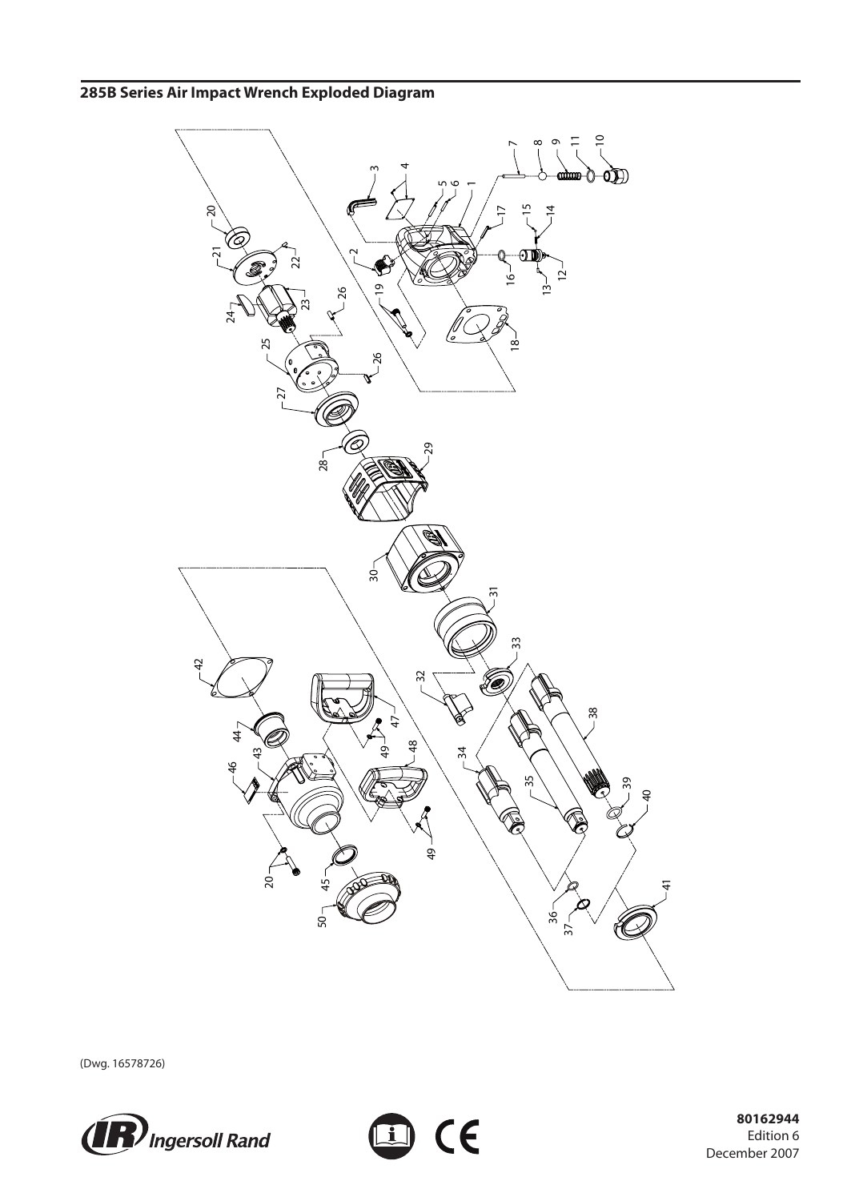## 285B Series Air Impact Wrench Exploded Diagram

(Dwg. 16578726)

80162944
Edition 6
December 2007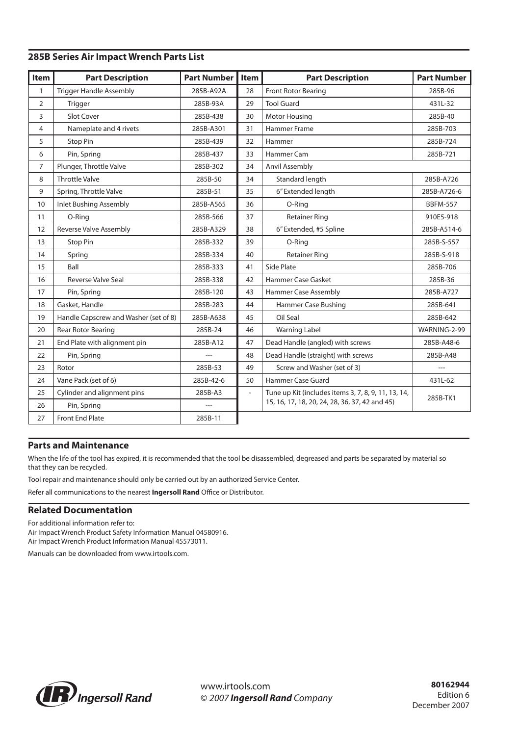## 285B Series Air Impact Wrench Parts List

| Item | Part Description | Part Number | Item | Part Description | Part Number |
|---|---|---|---|---|---|
| 1 | Trigger Handle Assembly | 285B-A92A | 28 | Front Rotor Bearing | 285B-96 |
| 2 | Trigger | 285B-93A | 29 | Tool Guard | 431L-32 |
| 3 | Slot Cover | 285B-438 | 30 | Motor Housing | 285B-40 |
| 4 | Nameplate and 4 rivets | 285B-A301 | 31 | Hammer Frame | 285B-703 |
| 5 | Stop Pin | 285B-439 | 32 | Hammer | 285B-724 |
| 6 | Pin, Spring | 285B-437 | 33 | Hammer Cam | 285B-721 |
| 7 | Plunger, Throttle Valve | 285B-302 | 34 | Anvil Assembly | |
| 8 | Throttle Valve | 285B-50 | 34 | Standard length | 285B-A726 |
| 9 | Spring, Throttle Valve | 285B-51 | 35 | 6" Extended length | 285B-A726-6 |
| 10 | Inlet Bushing Assembly | 285B-A565 | 36 | O-Ring | BBFM-557 |
| 11 | O-Ring | 285B-566 | 37 | Retainer Ring | 910E5-918 |
| 12 | Reverse Valve Assembly | 285B-A329 | 38 | 6" Extended, #5 Spline | 285B-A514-6 |
| 13 | Stop Pin | 285B-332 | 39 | O-Ring | 285B-S-557 |
| 14 | Spring | 285B-334 | 40 | Retainer Ring | 285B-S-918 |
| 15 | Ball | 285B-333 | 41 | Side Plate | 285B-706 |
| 16 | Reverse Valve Seal | 285B-338 | 42 | Hammer Case Gasket | 285B-36 |
| 17 | Pin, Spring | 285B-120 | 43 | Hammer Case Assembly | 285B-A727 |
| 18 | Gasket, Handle | 285B-283 | 44 | Hammer Case Bushing | 285B-641 |
| 19 | Handle Capscrew and Washer (set of 8) | 285B-A638 | 45 | Oil Seal | 285B-642 |
| 20 | Rear Rotor Bearing | 285B-24 | 46 | Warning Label | WARNING-2-99 |
| 21 | End Plate with alignment pin | 285B-A12 | 47 | Dead Handle (angled) with screws | 285B-A48-6 |
| 22 | Pin, Spring | --- | 48 | Dead Handle (straight) with screws | 285B-A48 |
| 23 | Rotor | 285B-53 | 49 | Screw and Washer (set of 3) | --- |
| 24 | Vane Pack (set of 6) | 285B-42-6 | 50 | Hammer Case Guard | 431L-62 |
| 25 | Cylinder and alignment pins | 285B-A3 | - | Tune up Kit (includes items 3, 7, 8, 9, 11, 13, 14, 15, 16, 17, 18, 20, 24, 28, 36, 37, 42 and 45) | 285B-TK1 |
| 26 | Pin, Spring | --- | | | |
| 27 | Front End Plate | 285B-11 | | | |

## Parts and Maintenance

When the life of the tool has expired, it is recommended that the tool be disassembled, degreased and parts be separated by material so that they can be recycled.

Tool repair and maintenance should only be carried out by an authorized Service Center.

Refer all communications to the nearest **Ingersoll Rand** Office or Distributor.

## Related Documentation

For additional information refer to:
Air Impact Wrench Product Safety Information Manual 04580916.
Air Impact Wrench Product Information Manual 45573011.

Manuals can be downloaded from www.irtools.com.

Ingersoll Rand

www.irtools.com
*© 2007 **Ingersoll Rand** Company*

**80162944**
Edition 6
December 2007